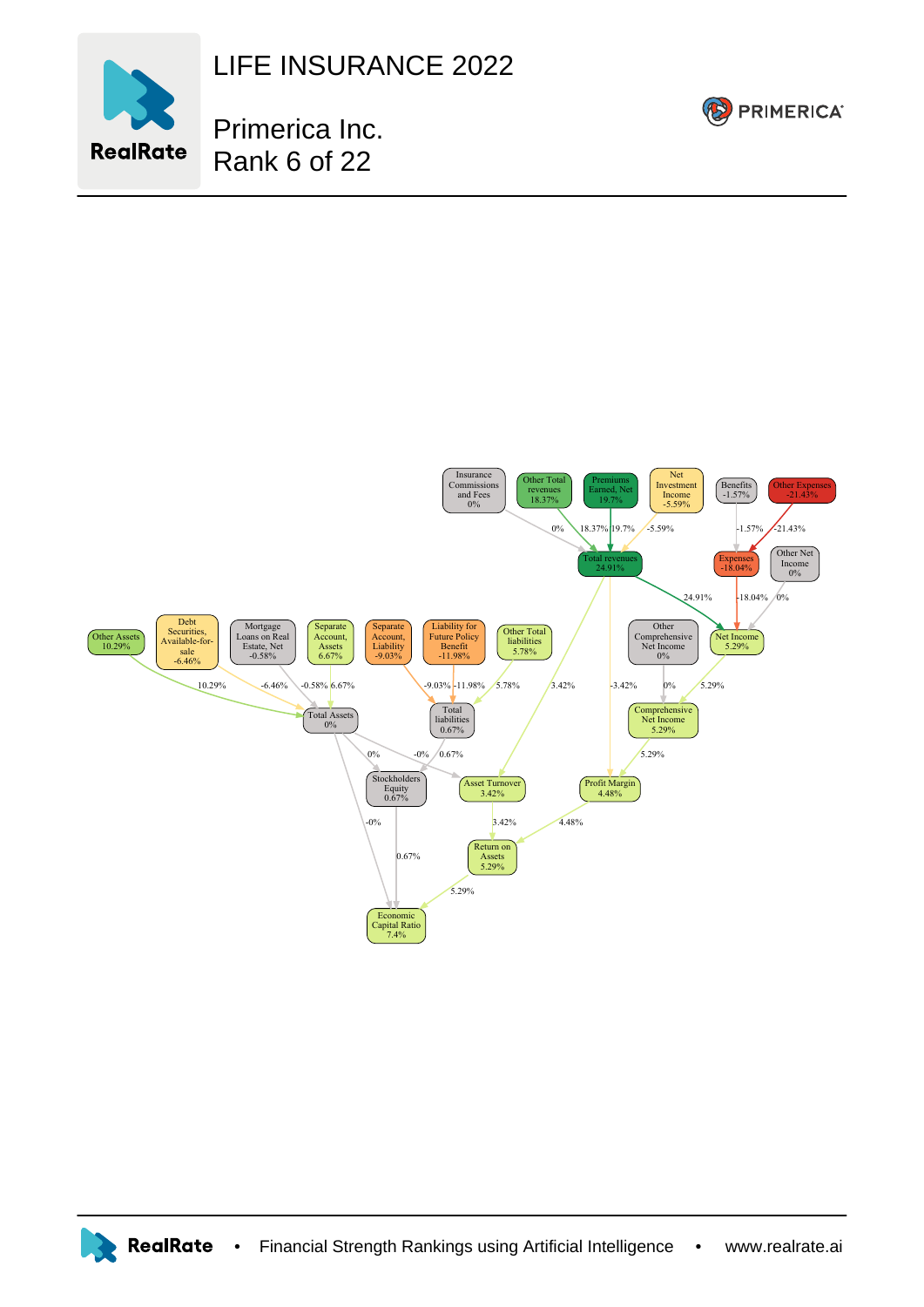# LIFE INSURANCE 2022

## Primerica Inc.
## Rank 6 of 22

Insurance Commissions and Fees 0%

Other Total revenues 18.37%

Premiums Earned, Net 19.7%

Net Investment Income -5.59%

Benefits -1.57%

Other Expenses -21.43%

0% 18.37% 19.7% -5.59% -1.57% -21.43%

Total revenues 24.91%

Expenses -18.04%

Other Net Income 0%

24.91% -18.04% 0%

Other Assets 10.29%

Debt Securities, Available-for-sale -6.46%

Mortgage Loans on Real Estate, Net -0.58%

Separate Account, Assets 6.67%

Separate Account, Liability -9.03%

Liability for Future Policy Benefit -11.98%

Other Total liabilities 5.78%

Other Comprehensive Net Income 0%

Net Income 5.29%

10.29% -6.46% -0.58% 6.67% -9.03% -11.98% 5.78% 3.42% -3.42% 0% 5.29%

Total Assets 0%

Total liabilities 0.67%

Comprehensive Net Income 5.29%

0% -0% 0.67% 5.29%

Stockholders Equity 0.67%

Asset Turnover 3.42%

Profit Margin 4.48%

-0% 3.42% 4.48%

Return on Assets 5.29%

0.67% 5.29%

Economic Capital Ratio 7.4%

RealRate • Financial Strength Rankings using Artificial Intelligence • www.realrate.ai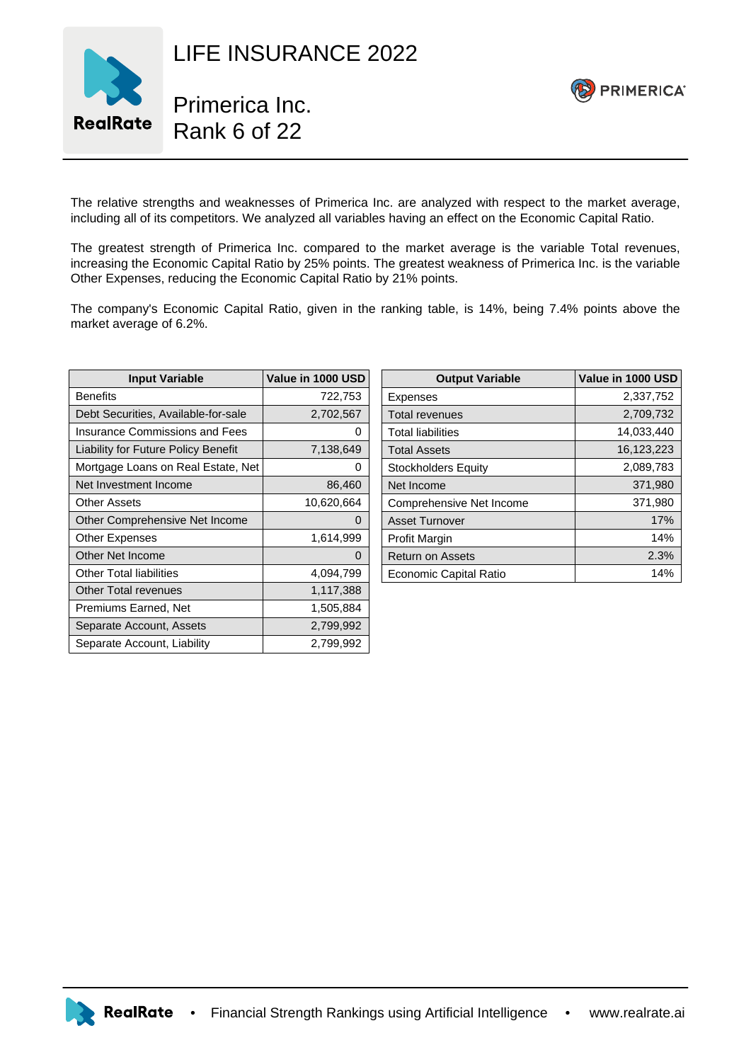# LIFE INSURANCE 2022

## Primerica Inc.
## Rank 6 of 22

The relative strengths and weaknesses of Primerica Inc. are analyzed with respect to the market average, including all of its competitors. We analyzed all variables having an effect on the Economic Capital Ratio.

The greatest strength of Primerica Inc. compared to the market average is the variable Total revenues, increasing the Economic Capital Ratio by 25% points. The greatest weakness of Primerica Inc. is the variable Other Expenses, reducing the Economic Capital Ratio by 21% points.

The company's Economic Capital Ratio, given in the ranking table, is 14%, being 7.4% points above the market average of 6.2%.

| Input Variable | Value in 1000 USD |
|---|---|
| Benefits | 722,753 |
| Debt Securities, Available-for-sale | 2,702,567 |
| Insurance Commissions and Fees | 0 |
| Liability for Future Policy Benefit | 7,138,649 |
| Mortgage Loans on Real Estate, Net | 0 |
| Net Investment Income | 86,460 |
| Other Assets | 10,620,664 |
| Other Comprehensive Net Income | 0 |
| Other Expenses | 1,614,999 |
| Other Net Income | 0 |
| Other Total liabilities | 4,094,799 |
| Other Total revenues | 1,117,388 |
| Premiums Earned, Net | 1,505,884 |
| Separate Account, Assets | 2,799,992 |
| Separate Account, Liability | 2,799,992 |

| Output Variable | Value in 1000 USD |
|---|---|
| Expenses | 2,337,752 |
| Total revenues | 2,709,732 |
| Total liabilities | 14,033,440 |
| Total Assets | 16,123,223 |
| Stockholders Equity | 2,089,783 |
| Net Income | 371,980 |
| Comprehensive Net Income | 371,980 |
| Asset Turnover | 17% |
| Profit Margin | 14% |
| Return on Assets | 2.3% |
| Economic Capital Ratio | 14% |